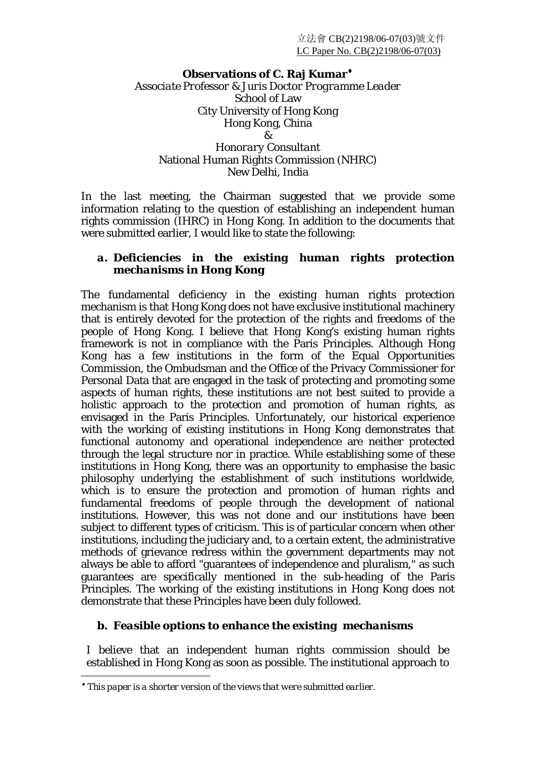立法會 CB(2)2198/06-07(03)號文件
LC Paper No. CB(2)2198/06-07(03)

**Observations of C. Raj Kumar**[♦]
*Associate Professor & Juris Doctor Programme Leader*
School of Law
City University of Hong Kong
Hong Kong, China
&
*Honorary Consultant*
National Human Rights Commission (NHRC)
New Delhi, India

In the last meeting, the Chairman suggested that we provide some information relating to the question of establishing an independent human rights commission (IHRC) in Hong Kong. In addition to the documents that were submitted earlier, I would like to state the following:

### a. Deficiencies in the existing human rights protection mechanisms in Hong Kong

The fundamental deficiency in the existing human rights protection mechanism is that Hong Kong does not have exclusive institutional machinery that is entirely devoted for the protection of the rights and freedoms of the people of Hong Kong. I believe that Hong Kong's existing human rights framework is not in compliance with the Paris Principles. Although Hong Kong has a few institutions in the form of the Equal Opportunities Commission, the Ombudsman and the Office of the Privacy Commissioner for Personal Data that are engaged in the task of protecting and promoting some aspects of human rights, these institutions are not best suited to provide a holistic approach to the protection and promotion of human rights, as envisaged in the Paris Principles. Unfortunately, our historical experience with the working of existing institutions in Hong Kong demonstrates that functional autonomy and operational independence are neither protected through the legal structure nor in practice. While establishing some of these institutions in Hong Kong, there was an opportunity to emphasise the basic philosophy underlying the establishment of such institutions worldwide, which is to ensure the protection and promotion of human rights and fundamental freedoms of people through the development of national institutions. However, this was not done and our institutions have been subject to different types of criticism. This is of particular concern when other institutions, including the judiciary and, to a certain extent, the administrative methods of grievance redress within the government departments may not always be able to afford "guarantees of independence and pluralism," as such guarantees are specifically mentioned in the sub-heading of the Paris Principles. The working of the existing institutions in Hong Kong does not demonstrate that these Principles have been duly followed.

### b. Feasible options to enhance the existing mechanisms

I believe that an independent human rights commission should be established in Hong Kong as soon as possible. The institutional approach to

---

[♦] *This paper is a shorter version of the views that were submitted earlier.*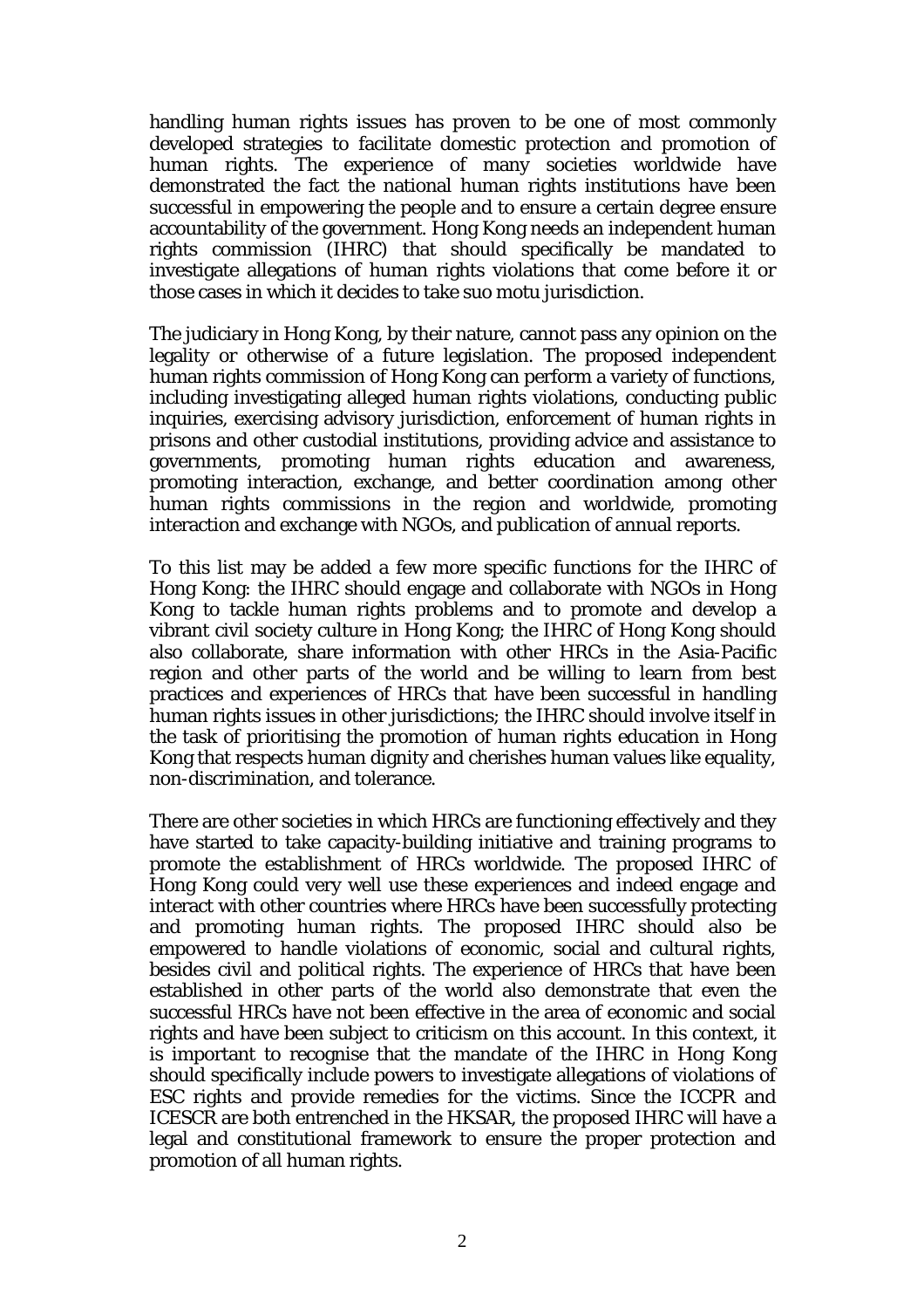handling human rights issues has proven to be one of most commonly developed strategies to facilitate domestic protection and promotion of human rights. The experience of many societies worldwide have demonstrated the fact the national human rights institutions have been successful in empowering the people and to ensure a certain degree ensure accountability of the government. Hong Kong needs an independent human rights commission (IHRC) that should specifically be mandated to investigate allegations of human rights violations that come before it or those cases in which it decides to take suo motu jurisdiction.

The judiciary in Hong Kong, by their nature, cannot pass any opinion on the legality or otherwise of a future legislation. The proposed independent human rights commission of Hong Kong can perform a variety of functions, including investigating alleged human rights violations, conducting public inquiries, exercising advisory jurisdiction, enforcement of human rights in prisons and other custodial institutions, providing advice and assistance to governments, promoting human rights education and awareness, promoting interaction, exchange, and better coordination among other human rights commissions in the region and worldwide, promoting interaction and exchange with NGOs, and publication of annual reports.

To this list may be added a few more specific functions for the IHRC of Hong Kong: the IHRC should engage and collaborate with NGOs in Hong Kong to tackle human rights problems and to promote and develop a vibrant civil society culture in Hong Kong; the IHRC of Hong Kong should also collaborate, share information with other HRCs in the Asia-Pacific region and other parts of the world and be willing to learn from best practices and experiences of HRCs that have been successful in handling human rights issues in other jurisdictions; the IHRC should involve itself in the task of prioritising the promotion of human rights education in Hong Kong that respects human dignity and cherishes human values like equality, non-discrimination, and tolerance.

There are other societies in which HRCs are functioning effectively and they have started to take capacity-building initiative and training programs to promote the establishment of HRCs worldwide. The proposed IHRC of Hong Kong could very well use these experiences and indeed engage and interact with other countries where HRCs have been successfully protecting and promoting human rights. The proposed IHRC should also be empowered to handle violations of economic, social and cultural rights, besides civil and political rights. The experience of HRCs that have been established in other parts of the world also demonstrate that even the successful HRCs have not been effective in the area of economic and social rights and have been subject to criticism on this account. In this context, it is important to recognise that the mandate of the IHRC in Hong Kong should specifically include powers to investigate allegations of violations of ESC rights and provide remedies for the victims. Since the ICCPR and ICESCR are both entrenched in the HKSAR, the proposed IHRC will have a legal and constitutional framework to ensure the proper protection and promotion of all human rights.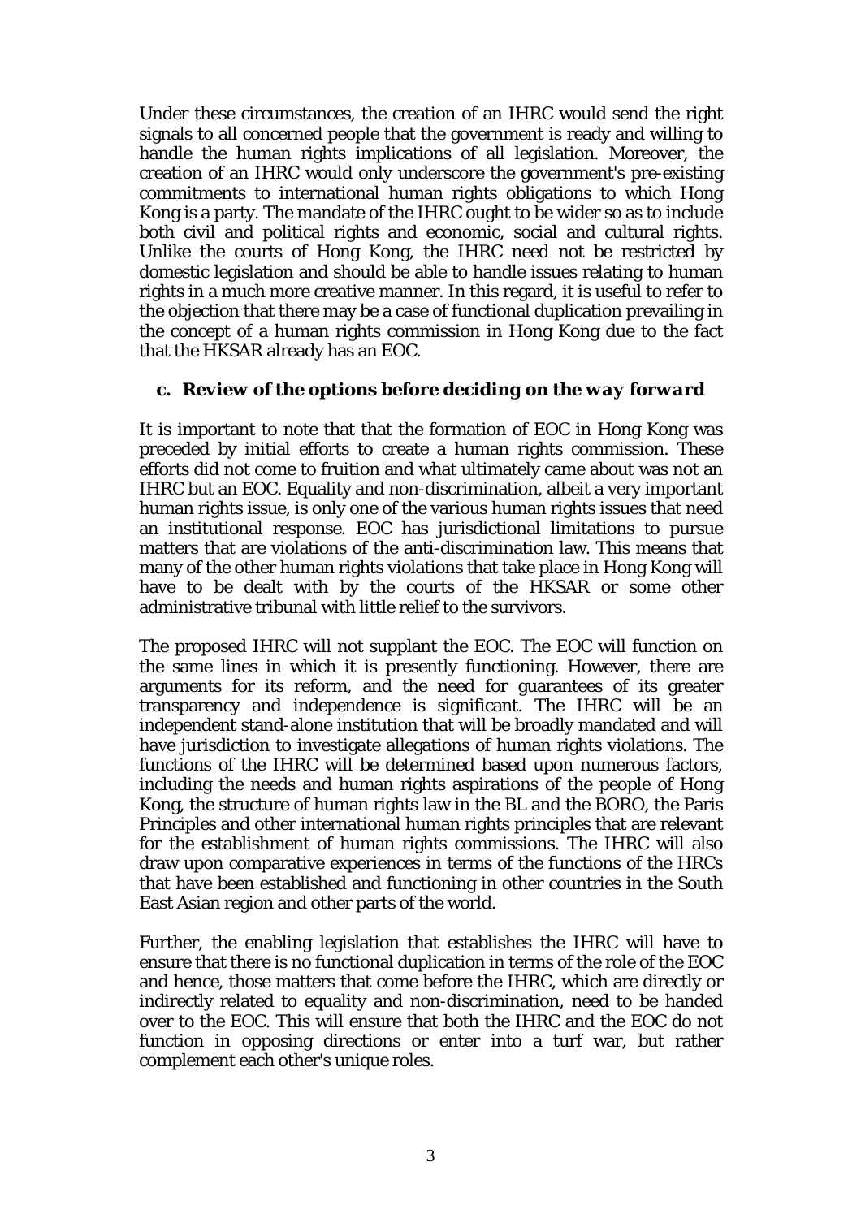Under these circumstances, the creation of an IHRC would send the right signals to all concerned people that the government is ready and willing to handle the human rights implications of all legislation. Moreover, the creation of an IHRC would only underscore the government's pre-existing commitments to international human rights obligations to which Hong Kong is a party. The mandate of the IHRC ought to be wider so as to include both civil and political rights and economic, social and cultural rights. Unlike the courts of Hong Kong, the IHRC need not be restricted by domestic legislation and should be able to handle issues relating to human rights in a much more creative manner. In this regard, it is useful to refer to the objection that there may be a case of functional duplication prevailing in the concept of a human rights commission in Hong Kong due to the fact that the HKSAR already has an EOC.

### c. *Review of the options before deciding on the way forward*

It is important to note that that the formation of EOC in Hong Kong was preceded by initial efforts to create a human rights commission. These efforts did not come to fruition and what ultimately came about was not an IHRC but an EOC. Equality and non-discrimination, albeit a very important human rights issue, is only one of the various human rights issues that need an institutional response. EOC has jurisdictional limitations to pursue matters that are violations of the anti-discrimination law. This means that many of the other human rights violations that take place in Hong Kong will have to be dealt with by the courts of the HKSAR or some other administrative tribunal with little relief to the survivors.

The proposed IHRC will not supplant the EOC. The EOC will function on the same lines in which it is presently functioning. However, there are arguments for its reform, and the need for guarantees of its greater transparency and independence is significant. The IHRC will be an independent stand-alone institution that will be broadly mandated and will have jurisdiction to investigate allegations of human rights violations. The functions of the IHRC will be determined based upon numerous factors, including the needs and human rights aspirations of the people of Hong Kong, the structure of human rights law in the BL and the BORO, the Paris Principles and other international human rights principles that are relevant for the establishment of human rights commissions. The IHRC will also draw upon comparative experiences in terms of the functions of the HRCs that have been established and functioning in other countries in the South East Asian region and other parts of the world.

Further, the enabling legislation that establishes the IHRC will have to ensure that there is no functional duplication in terms of the role of the EOC and hence, those matters that come before the IHRC, which are directly or indirectly related to equality and non-discrimination, need to be handed over to the EOC. This will ensure that both the IHRC and the EOC do not function in opposing directions or enter into a turf war, but rather complement each other's unique roles.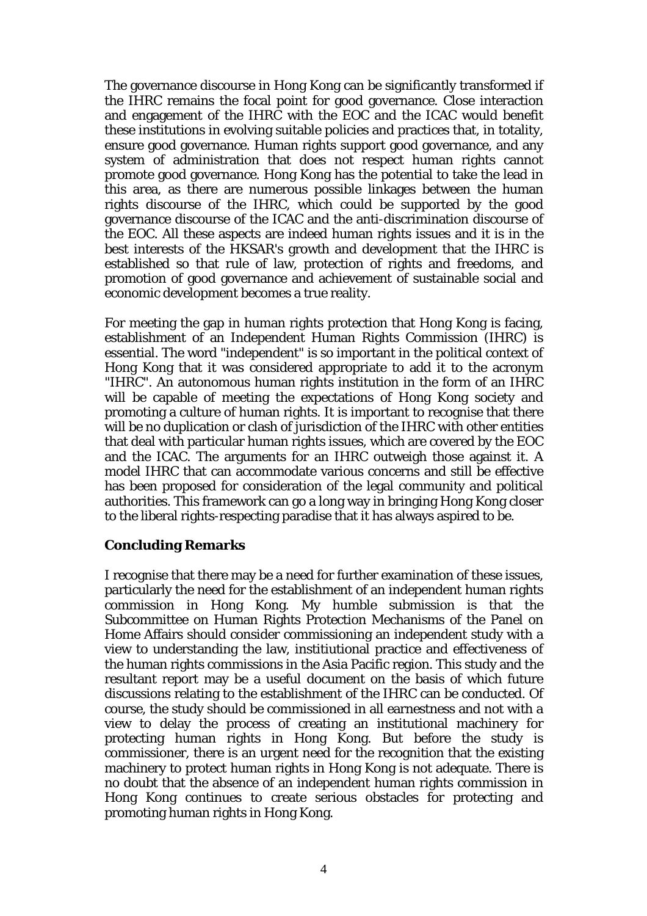The governance discourse in Hong Kong can be significantly transformed if the IHRC remains the focal point for good governance. Close interaction and engagement of the IHRC with the EOC and the ICAC would benefit these institutions in evolving suitable policies and practices that, in totality, ensure good governance. Human rights support good governance, and any system of administration that does not respect human rights cannot promote good governance. Hong Kong has the potential to take the lead in this area, as there are numerous possible linkages between the human rights discourse of the IHRC, which could be supported by the good governance discourse of the ICAC and the anti-discrimination discourse of the EOC. All these aspects are indeed human rights issues and it is in the best interests of the HKSAR's growth and development that the IHRC is established so that rule of law, protection of rights and freedoms, and promotion of good governance and achievement of sustainable social and economic development becomes a true reality.

For meeting the gap in human rights protection that Hong Kong is facing, establishment of an Independent Human Rights Commission (IHRC) is essential. The word "independent" is so important in the political context of Hong Kong that it was considered appropriate to add it to the acronym "IHRC". An autonomous human rights institution in the form of an IHRC will be capable of meeting the expectations of Hong Kong society and promoting a culture of human rights. It is important to recognise that there will be no duplication or clash of jurisdiction of the IHRC with other entities that deal with particular human rights issues, which are covered by the EOC and the ICAC. The arguments for an IHRC outweigh those against it. A model IHRC that can accommodate various concerns and still be effective has been proposed for consideration of the legal community and political authorities. This framework can go a long way in bringing Hong Kong closer to the liberal rights-respecting paradise that it has always aspired to be.

**Concluding Remarks**

I recognise that there may be a need for further examination of these issues, particularly the need for the establishment of an independent human rights commission in Hong Kong. My humble submission is that the Subcommittee on Human Rights Protection Mechanisms of the Panel on Home Affairs should consider commissioning an independent study with a view to understanding the law, instititutional practice and effectiveness of the human rights commissions in the Asia Pacific region. This study and the resultant report may be a useful document on the basis of which future discussions relating to the establishment of the IHRC can be conducted. Of course, the study should be commissioned in all earnestness and not with a view to delay the process of creating an institutional machinery for protecting human rights in Hong Kong. But before the study is commissioner, there is an urgent need for the recognition that the existing machinery to protect human rights in Hong Kong is not adequate. There is no doubt that the absence of an independent human rights commission in Hong Kong continues to create serious obstacles for protecting and promoting human rights in Hong Kong.